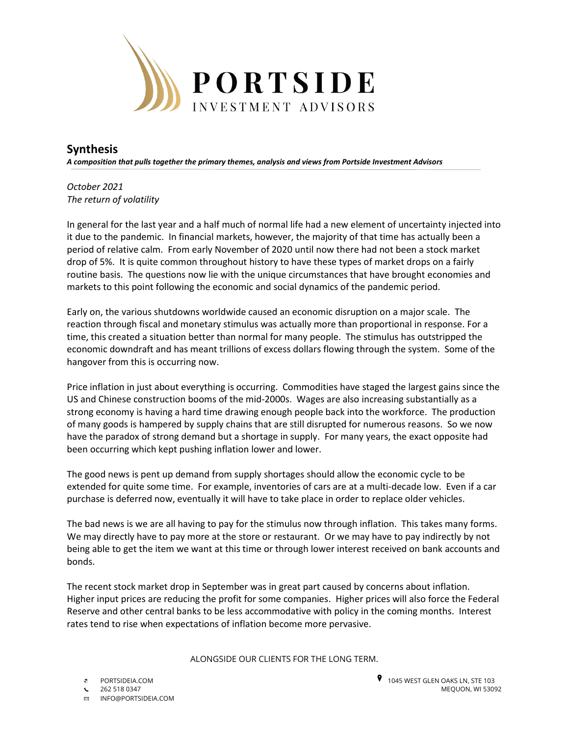# PORTSIDE
INVESTMENT ADVISORS

## Synthesis

***A composition that pulls together the primary themes, analysis and views from Portside Investment Advisors***

*October 2021*
*The return of volatility*

In general for the last year and a half much of normal life had a new element of uncertainty injected into it due to the pandemic. In financial markets, however, the majority of that time has actually been a period of relative calm. From early November of 2020 until now there had not been a stock market drop of 5%. It is quite common throughout history to have these types of market drops on a fairly routine basis. The questions now lie with the unique circumstances that have brought economies and markets to this point following the economic and social dynamics of the pandemic period.

Early on, the various shutdowns worldwide caused an economic disruption on a major scale. The reaction through fiscal and monetary stimulus was actually more than proportional in response. For a time, this created a situation better than normal for many people. The stimulus has outstripped the economic downdraft and has meant trillions of excess dollars flowing through the system. Some of the hangover from this is occurring now.

Price inflation in just about everything is occurring. Commodities have staged the largest gains since the US and Chinese construction booms of the mid-2000s. Wages are also increasing substantially as a strong economy is having a hard time drawing enough people back into the workforce. The production of many goods is hampered by supply chains that are still disrupted for numerous reasons. So we now have the paradox of strong demand but a shortage in supply. For many years, the exact opposite had been occurring which kept pushing inflation lower and lower.

The good news is pent up demand from supply shortages should allow the economic cycle to be extended for quite some time. For example, inventories of cars are at a multi-decade low. Even if a car purchase is deferred now, eventually it will have to take place in order to replace older vehicles.

The bad news is we are all having to pay for the stimulus now through inflation. This takes many forms. We may directly have to pay more at the store or restaurant. Or we may have to pay indirectly by not being able to get the item we want at this time or through lower interest received on bank accounts and bonds.

The recent stock market drop in September was in great part caused by concerns about inflation. Higher input prices are reducing the profit for some companies. Higher prices will also force the Federal Reserve and other central banks to be less accommodative with policy in the coming months. Interest rates tend to rise when expectations of inflation become more pervasive.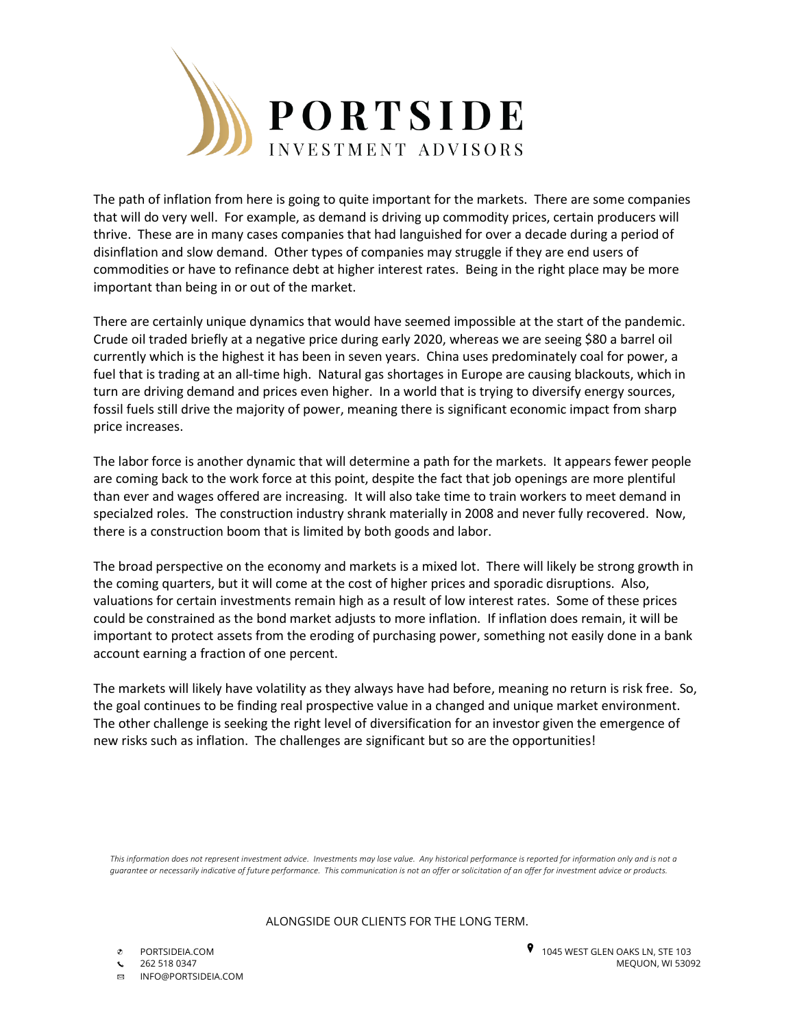The path of inflation from here is going to quite important for the markets. There are some companies that will do very well. For example, as demand is driving up commodity prices, certain producers will thrive. These are in many cases companies that had languished for over a decade during a period of disinflation and slow demand. Other types of companies may struggle if they are end users of commodities or have to refinance debt at higher interest rates. Being in the right place may be more important than being in or out of the market.

There are certainly unique dynamics that would have seemed impossible at the start of the pandemic. Crude oil traded briefly at a negative price during early 2020, whereas we are seeing $80 a barrel oil currently which is the highest it has been in seven years. China uses predominately coal for power, a fuel that is trading at an all-time high. Natural gas shortages in Europe are causing blackouts, which in turn are driving demand and prices even higher. In a world that is trying to diversify energy sources, fossil fuels still drive the majority of power, meaning there is significant economic impact from sharp price increases.

The labor force is another dynamic that will determine a path for the markets. It appears fewer people are coming back to the work force at this point, despite the fact that job openings are more plentiful than ever and wages offered are increasing. It will also take time to train workers to meet demand in specialzed roles. The construction industry shrank materially in 2008 and never fully recovered. Now, there is a construction boom that is limited by both goods and labor.

The broad perspective on the economy and markets is a mixed lot. There will likely be strong growth in the coming quarters, but it will come at the cost of higher prices and sporadic disruptions. Also, valuations for certain investments remain high as a result of low interest rates. Some of these prices could be constrained as the bond market adjusts to more inflation. If inflation does remain, it will be important to protect assets from the eroding of purchasing power, something not easily done in a bank account earning a fraction of one percent.

The markets will likely have volatility as they always have had before, meaning no return is risk free. So, the goal continues to be finding real prospective value in a changed and unique market environment. The other challenge is seeking the right level of diversification for an investor given the emergence of new risks such as inflation. The challenges are significant but so are the opportunities!

*This information does not represent investment advice. Investments may lose value. Any historical performance is reported for information only and is not a guarantee or necessarily indicative of future performance. This communication is not an offer or solicitation of an offer for investment advice or products.*